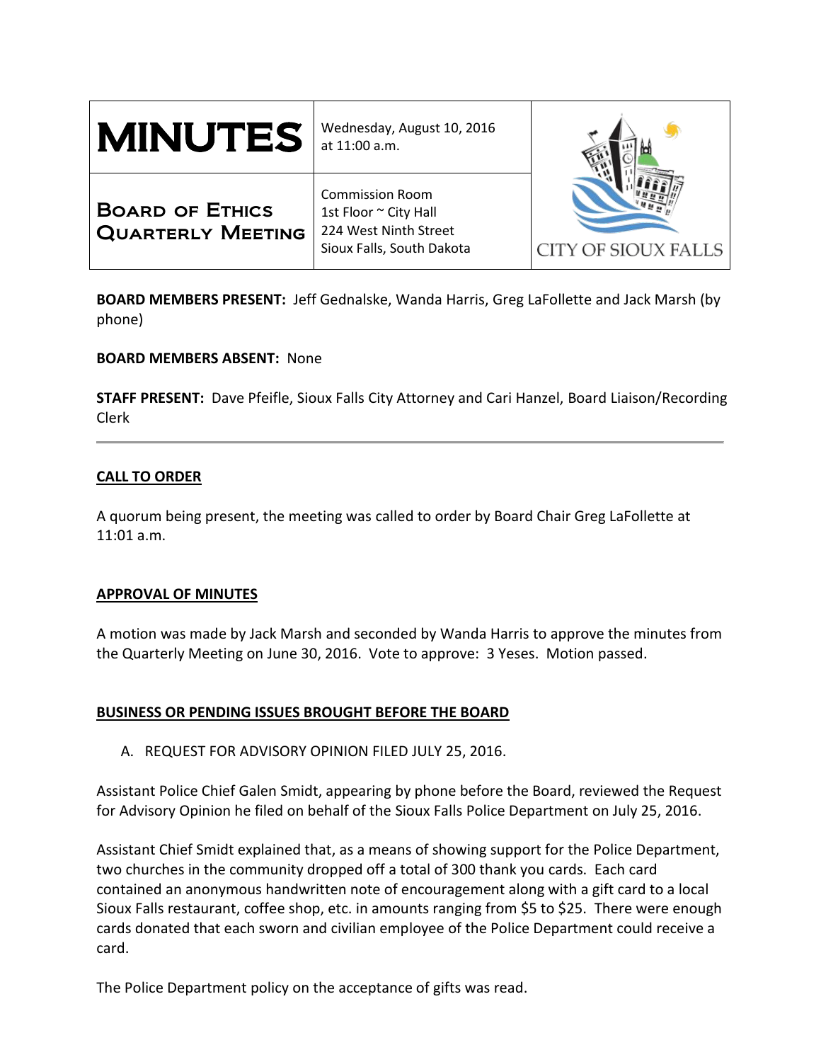# MINUTES

Wednesday, August 10, 2016
at 11:00 a.m.

## Board of Ethics Quarterly Meeting

Commission Room
1st Floor ~ City Hall
224 West Ninth Street
Sioux Falls, South Dakota

CITY OF SIOUX FALLS

**BOARD MEMBERS PRESENT:** Jeff Gednalske, Wanda Harris, Greg LaFollette and Jack Marsh (by phone)

**BOARD MEMBERS ABSENT:** None

**STAFF PRESENT:** Dave Pfeifle, Sioux Falls City Attorney and Cari Hanzel, Board Liaison/Recording Clerk

---

**CALL TO ORDER**

A quorum being present, the meeting was called to order by Board Chair Greg LaFollette at 11:01 a.m.

**APPROVAL OF MINUTES**

A motion was made by Jack Marsh and seconded by Wanda Harris to approve the minutes from the Quarterly Meeting on June 30, 2016. Vote to approve: 3 Yeses. Motion passed.

**BUSINESS OR PENDING ISSUES BROUGHT BEFORE THE BOARD**

A. REQUEST FOR ADVISORY OPINION FILED JULY 25, 2016.

Assistant Police Chief Galen Smidt, appearing by phone before the Board, reviewed the Request for Advisory Opinion he filed on behalf of the Sioux Falls Police Department on July 25, 2016.

Assistant Chief Smidt explained that, as a means of showing support for the Police Department, two churches in the community dropped off a total of 300 thank you cards. Each card contained an anonymous handwritten note of encouragement along with a gift card to a local Sioux Falls restaurant, coffee shop, etc. in amounts ranging from $5 to $25. There were enough cards donated that each sworn and civilian employee of the Police Department could receive a card.

The Police Department policy on the acceptance of gifts was read.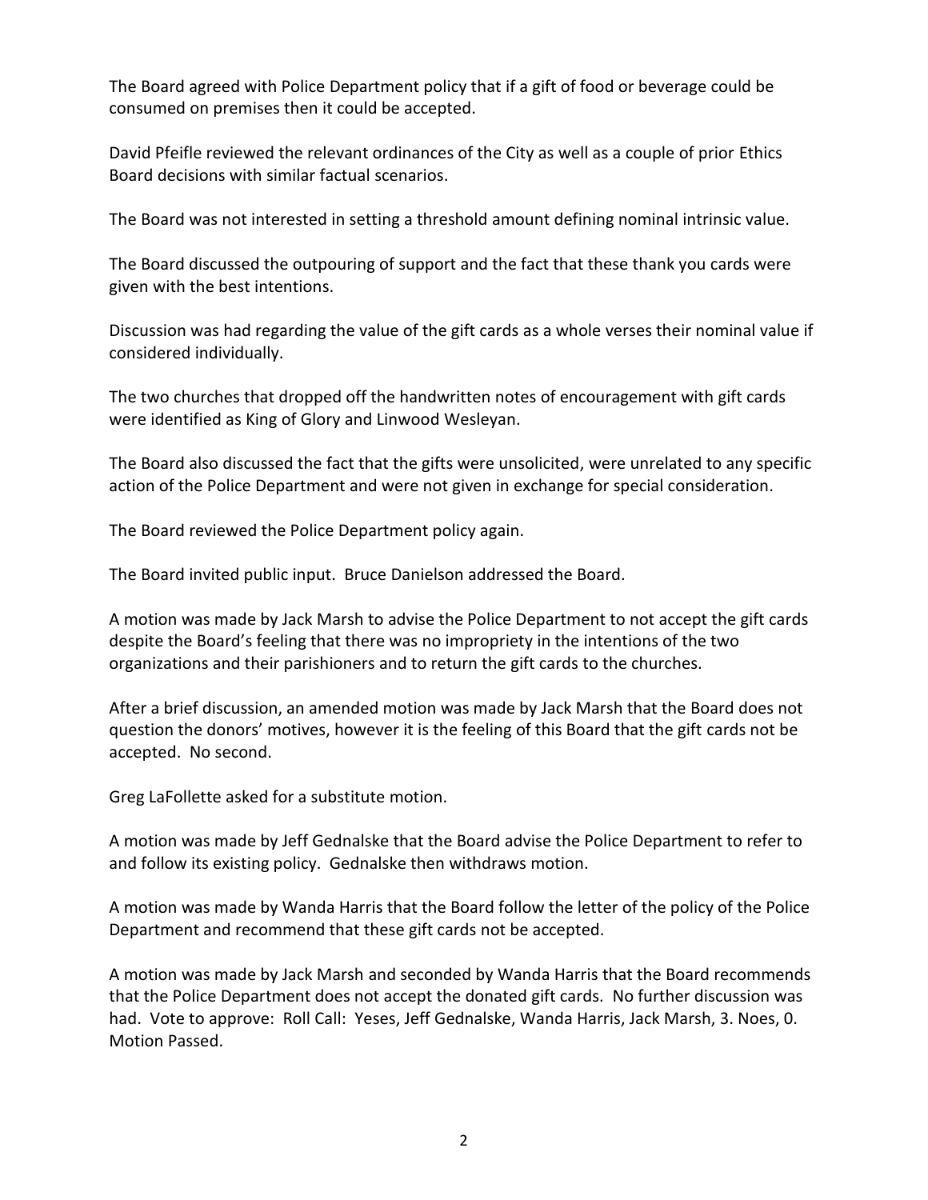The Board agreed with Police Department policy that if a gift of food or beverage could be consumed on premises then it could be accepted.

David Pfeifle reviewed the relevant ordinances of the City as well as a couple of prior Ethics Board decisions with similar factual scenarios.

The Board was not interested in setting a threshold amount defining nominal intrinsic value.

The Board discussed the outpouring of support and the fact that these thank you cards were given with the best intentions.

Discussion was had regarding the value of the gift cards as a whole verses their nominal value if considered individually.

The two churches that dropped off the handwritten notes of encouragement with gift cards were identified as King of Glory and Linwood Wesleyan.

The Board also discussed the fact that the gifts were unsolicited, were unrelated to any specific action of the Police Department and were not given in exchange for special consideration.

The Board reviewed the Police Department policy again.

The Board invited public input. Bruce Danielson addressed the Board.

A motion was made by Jack Marsh to advise the Police Department to not accept the gift cards despite the Board's feeling that there was no impropriety in the intentions of the two organizations and their parishioners and to return the gift cards to the churches.

After a brief discussion, an amended motion was made by Jack Marsh that the Board does not question the donors' motives, however it is the feeling of this Board that the gift cards not be accepted. No second.

Greg LaFollette asked for a substitute motion.

A motion was made by Jeff Gednalske that the Board advise the Police Department to refer to and follow its existing policy. Gednalske then withdraws motion.

A motion was made by Wanda Harris that the Board follow the letter of the policy of the Police Department and recommend that these gift cards not be accepted.

A motion was made by Jack Marsh and seconded by Wanda Harris that the Board recommends that the Police Department does not accept the donated gift cards. No further discussion was had. Vote to approve: Roll Call: Yeses, Jeff Gednalske, Wanda Harris, Jack Marsh, 3. Noes, 0. Motion Passed.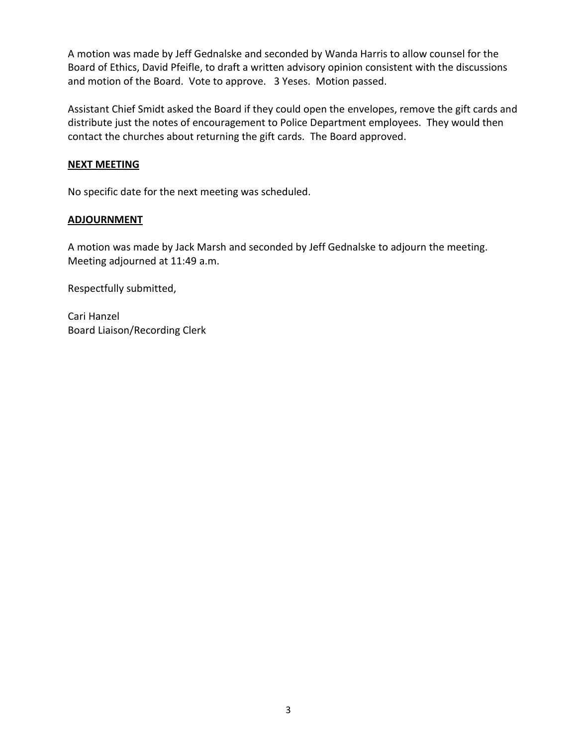A motion was made by Jeff Gednalske and seconded by Wanda Harris to allow counsel for the Board of Ethics, David Pfeifle, to draft a written advisory opinion consistent with the discussions and motion of the Board. Vote to approve. 3 Yeses. Motion passed.

Assistant Chief Smidt asked the Board if they could open the envelopes, remove the gift cards and distribute just the notes of encouragement to Police Department employees. They would then contact the churches about returning the gift cards. The Board approved.

**NEXT MEETING**

No specific date for the next meeting was scheduled.

**ADJOURNMENT**

A motion was made by Jack Marsh and seconded by Jeff Gednalske to adjourn the meeting. Meeting adjourned at 11:49 a.m.

Respectfully submitted,

Cari Hanzel
Board Liaison/Recording Clerk